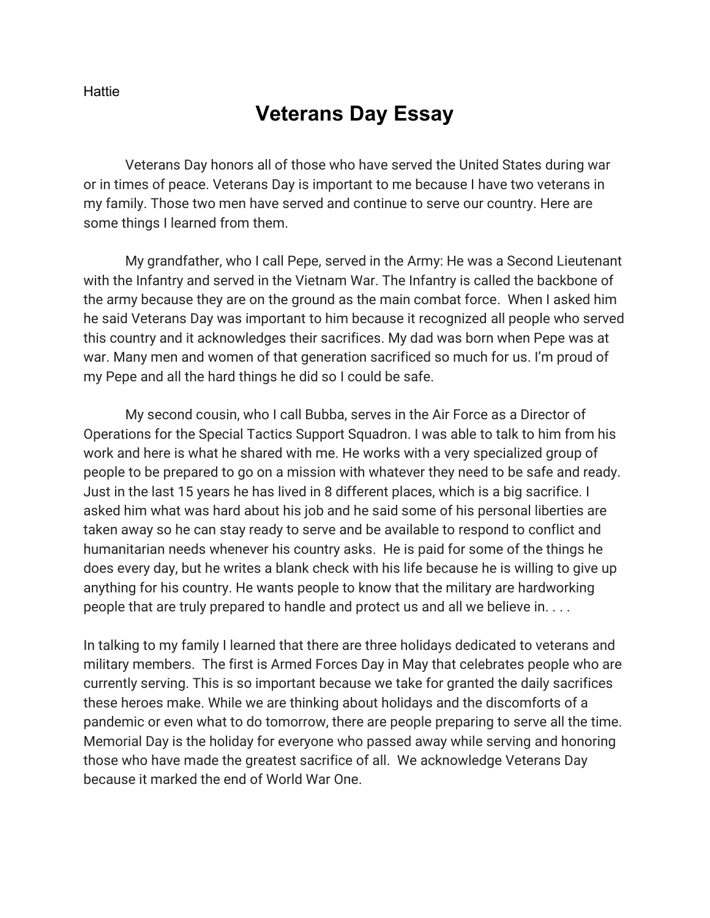Hattie

# Veterans Day Essay

Veterans Day honors all of those who have served the United States during war or in times of peace. Veterans Day is important to me because I have two veterans in my family. Those two men have served and continue to serve our country. Here are some things I learned from them.

My grandfather, who I call Pepe, served in the Army: He was a Second Lieutenant with the Infantry and served in the Vietnam War. The Infantry is called the backbone of the army because they are on the ground as the main combat force. When I asked him he said Veterans Day was important to him because it recognized all people who served this country and it acknowledges their sacrifices. My dad was born when Pepe was at war. Many men and women of that generation sacrificed so much for us. I'm proud of my Pepe and all the hard things he did so I could be safe.

My second cousin, who I call Bubba, serves in the Air Force as a Director of Operations for the Special Tactics Support Squadron. I was able to talk to him from his work and here is what he shared with me. He works with a very specialized group of people to be prepared to go on a mission with whatever they need to be safe and ready. Just in the last 15 years he has lived in 8 different places, which is a big sacrifice. I asked him what was hard about his job and he said some of his personal liberties are taken away so he can stay ready to serve and be available to respond to conflict and humanitarian needs whenever his country asks. He is paid for some of the things he does every day, but he writes a blank check with his life because he is willing to give up anything for his country. He wants people to know that the military are hardworking people that are truly prepared to handle and protect us and all we believe in. . . .

In talking to my family I learned that there are three holidays dedicated to veterans and military members. The first is Armed Forces Day in May that celebrates people who are currently serving. This is so important because we take for granted the daily sacrifices these heroes make. While we are thinking about holidays and the discomforts of a pandemic or even what to do tomorrow, there are people preparing to serve all the time. Memorial Day is the holiday for everyone who passed away while serving and honoring those who have made the greatest sacrifice of all. We acknowledge Veterans Day because it marked the end of World War One.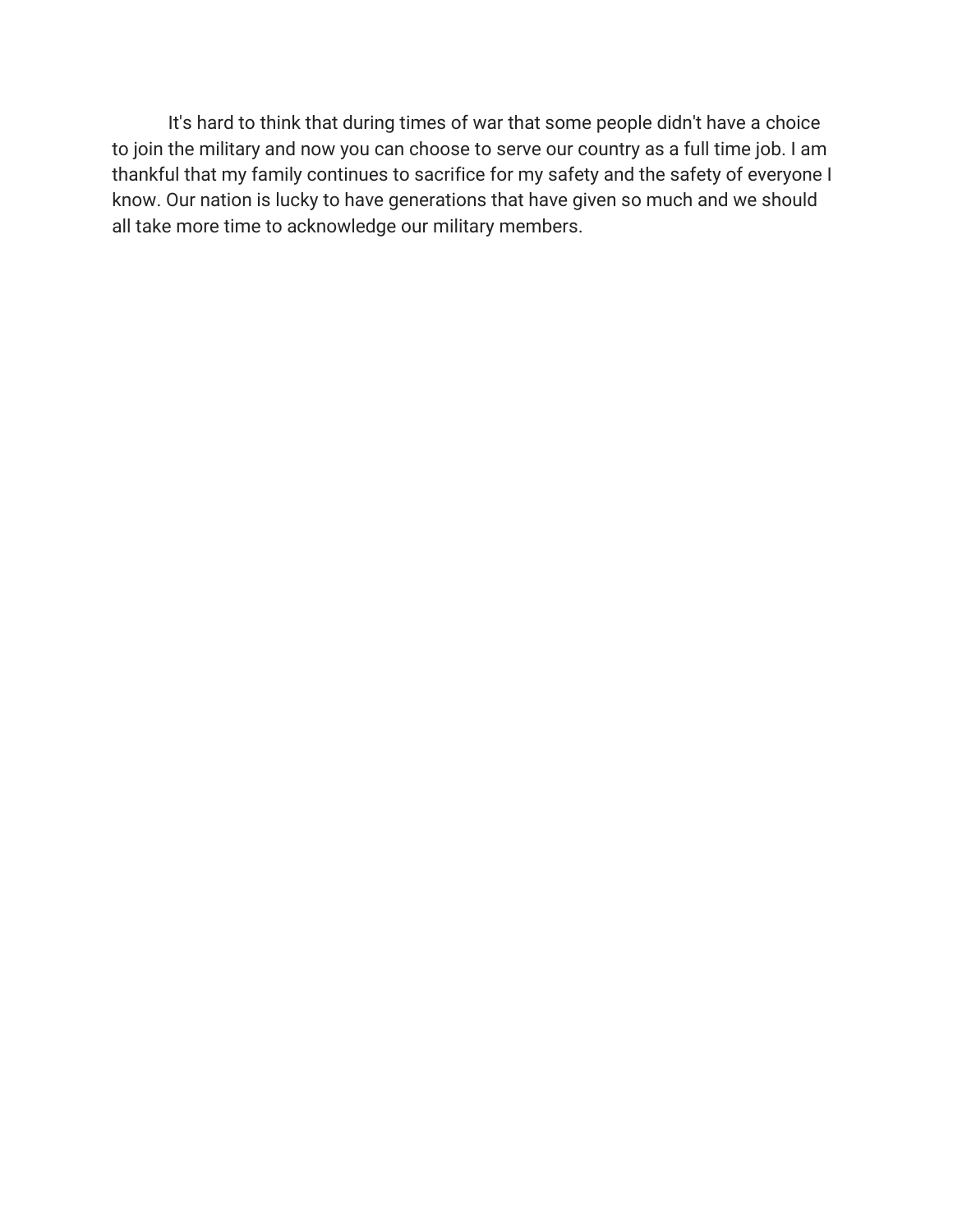It's hard to think that during times of war that some people didn't have a choice to join the military and now you can choose to serve our country as a full time job. I am thankful that my family continues to sacrifice for my safety and the safety of everyone I know. Our nation is lucky to have generations that have given so much and we should all take more time to acknowledge our military members.